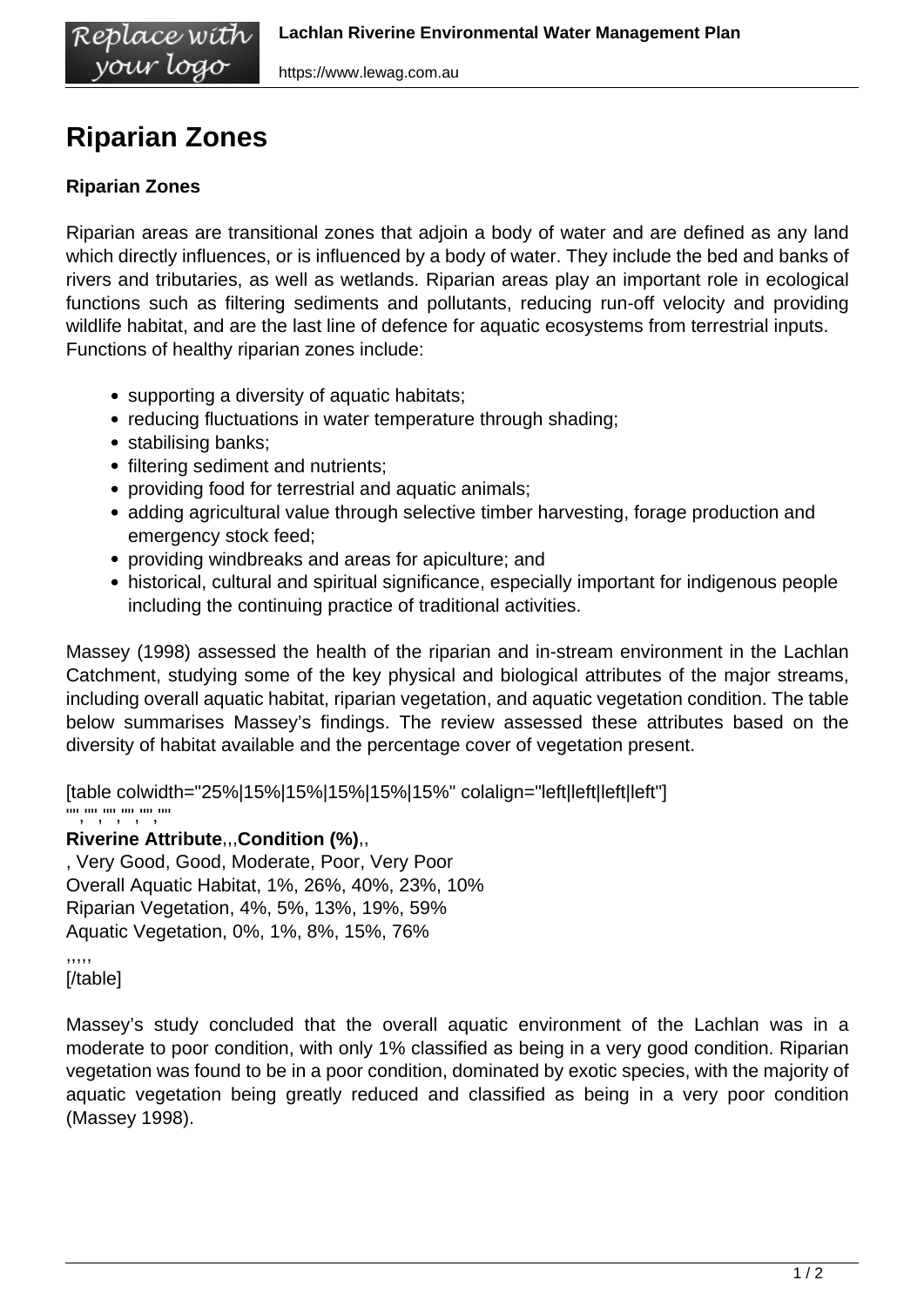# Riparian Zones

**Riparian Zones**

Riparian areas are transitional zones that adjoin a body of water and are defined as any land which directly influences, or is influenced by a body of water. They include the bed and banks of rivers and tributaries, as well as wetlands. Riparian areas play an important role in ecological functions such as filtering sediments and pollutants, reducing run-off velocity and providing wildlife habitat, and are the last line of defence for aquatic ecosystems from terrestrial inputs. Functions of healthy riparian zones include:

- supporting a diversity of aquatic habitats;
- reducing fluctuations in water temperature through shading;
- stabilising banks;
- filtering sediment and nutrients;
- providing food for terrestrial and aquatic animals;
- adding agricultural value through selective timber harvesting, forage production and emergency stock feed;
- providing windbreaks and areas for apiculture; and
- historical, cultural and spiritual significance, especially important for indigenous people including the continuing practice of traditional activities.

Massey (1998) assessed the health of the riparian and in-stream environment in the Lachlan Catchment, studying some of the key physical and biological attributes of the major streams, including overall aquatic habitat, riparian vegetation, and aquatic vegetation condition. The table below summarises Massey's findings. The review assessed these attributes based on the diversity of habitat available and the percentage cover of vegetation present.

| **Riverine Attribute** | | | **Condition (%)** | | |
|---|---|---|---|---|---|
| | Very Good | Good | Moderate | Poor | Very Poor |
| Overall Aquatic Habitat | 1% | 26% | 40% | 23% | 10% |
| Riparian Vegetation | 4% | 5% | 13% | 19% | 59% |
| Aquatic Vegetation | 0% | 1% | 8% | 15% | 76% |

Massey's study concluded that the overall aquatic environment of the Lachlan was in a moderate to poor condition, with only 1% classified as being in a very good condition. Riparian vegetation was found to be in a poor condition, dominated by exotic species, with the majority of aquatic vegetation being greatly reduced and classified as being in a very poor condition (Massey 1998).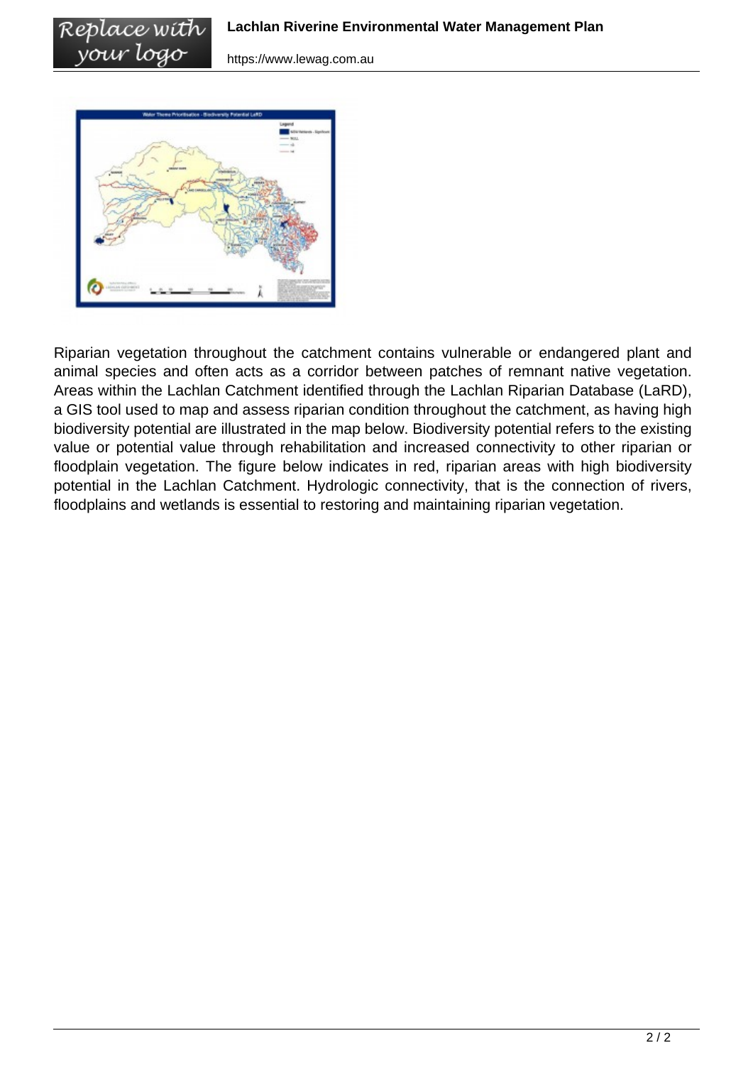Riparian vegetation throughout the catchment contains vulnerable or endangered plant and animal species and often acts as a corridor between patches of remnant native vegetation. Areas within the Lachlan Catchment identified through the Lachlan Riparian Database (LaRD), a GIS tool used to map and assess riparian condition throughout the catchment, as having high biodiversity potential are illustrated in the map below. Biodiversity potential refers to the existing value or potential value through rehabilitation and increased connectivity to other riparian or floodplain vegetation. The figure below indicates in red, riparian areas with high biodiversity potential in the Lachlan Catchment. Hydrologic connectivity, that is the connection of rivers, floodplains and wetlands is essential to restoring and maintaining riparian vegetation.